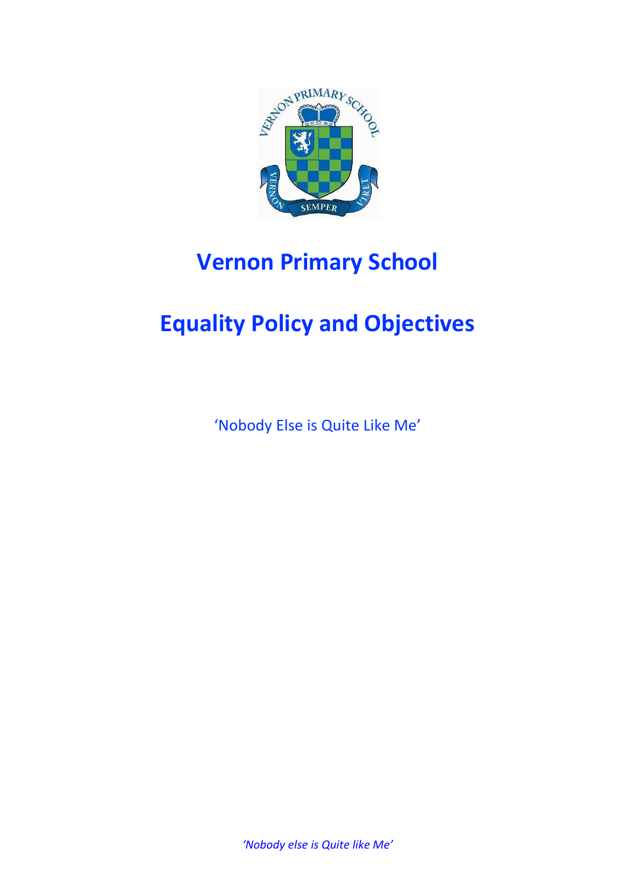# Vernon Primary School

# Equality Policy and Objectives

'Nobody Else is Quite Like Me'

*'Nobody else is Quite like Me'*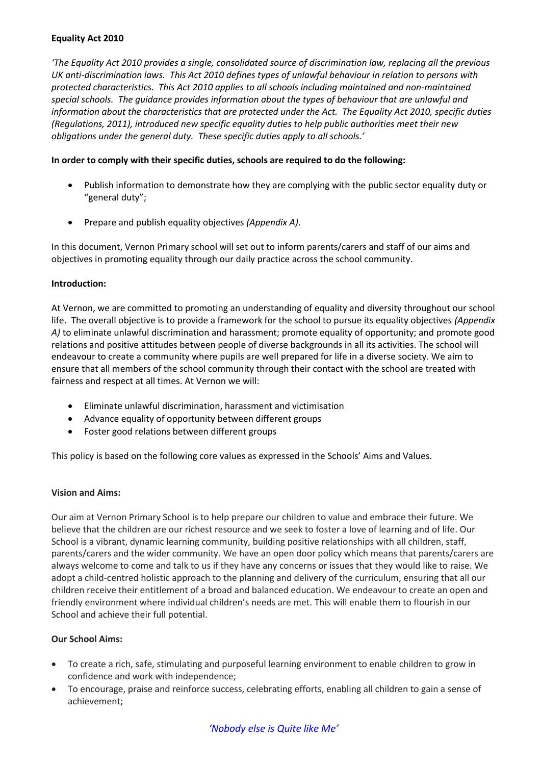**Equality Act 2010**

*'The Equality Act 2010 provides a single, consolidated source of discrimination law, replacing all the previous UK anti-discrimination laws. This Act 2010 defines types of unlawful behaviour in relation to persons with protected characteristics. This Act 2010 applies to all schools including maintained and non-maintained special schools. The guidance provides information about the types of behaviour that are unlawful and information about the characteristics that are protected under the Act. The Equality Act 2010, specific duties (Regulations, 2011), introduced new specific equality duties to help public authorities meet their new obligations under the general duty. These specific duties apply to all schools.'*

**In order to comply with their specific duties, schools are required to do the following:**

- Publish information to demonstrate how they are complying with the public sector equality duty or "general duty";
- Prepare and publish equality objectives *(Appendix A)*.

In this document, Vernon Primary school will set out to inform parents/carers and staff of our aims and objectives in promoting equality through our daily practice across the school community.

**Introduction:**

At Vernon, we are committed to promoting an understanding of equality and diversity throughout our school life. The overall objective is to provide a framework for the school to pursue its equality objectives *(Appendix A)* to eliminate unlawful discrimination and harassment; promote equality of opportunity; and promote good relations and positive attitudes between people of diverse backgrounds in all its activities. The school will endeavour to create a community where pupils are well prepared for life in a diverse society. We aim to ensure that all members of the school community through their contact with the school are treated with fairness and respect at all times. At Vernon we will:

- Eliminate unlawful discrimination, harassment and victimisation
- Advance equality of opportunity between different groups
- Foster good relations between different groups

This policy is based on the following core values as expressed in the Schools' Aims and Values.

**Vision and Aims:**

Our aim at Vernon Primary School is to help prepare our children to value and embrace their future. We believe that the children are our richest resource and we seek to foster a love of learning and of life. Our School is a vibrant, dynamic learning community, building positive relationships with all children, staff, parents/carers and the wider community. We have an open door policy which means that parents/carers are always welcome to come and talk to us if they have any concerns or issues that they would like to raise. We adopt a child-centred holistic approach to the planning and delivery of the curriculum, ensuring that all our children receive their entitlement of a broad and balanced education. We endeavour to create an open and friendly environment where individual children's needs are met. This will enable them to flourish in our School and achieve their full potential.

**Our School Aims:**

- To create a rich, safe, stimulating and purposeful learning environment to enable children to grow in confidence and work with independence;
- To encourage, praise and reinforce success, celebrating efforts, enabling all children to gain a sense of achievement;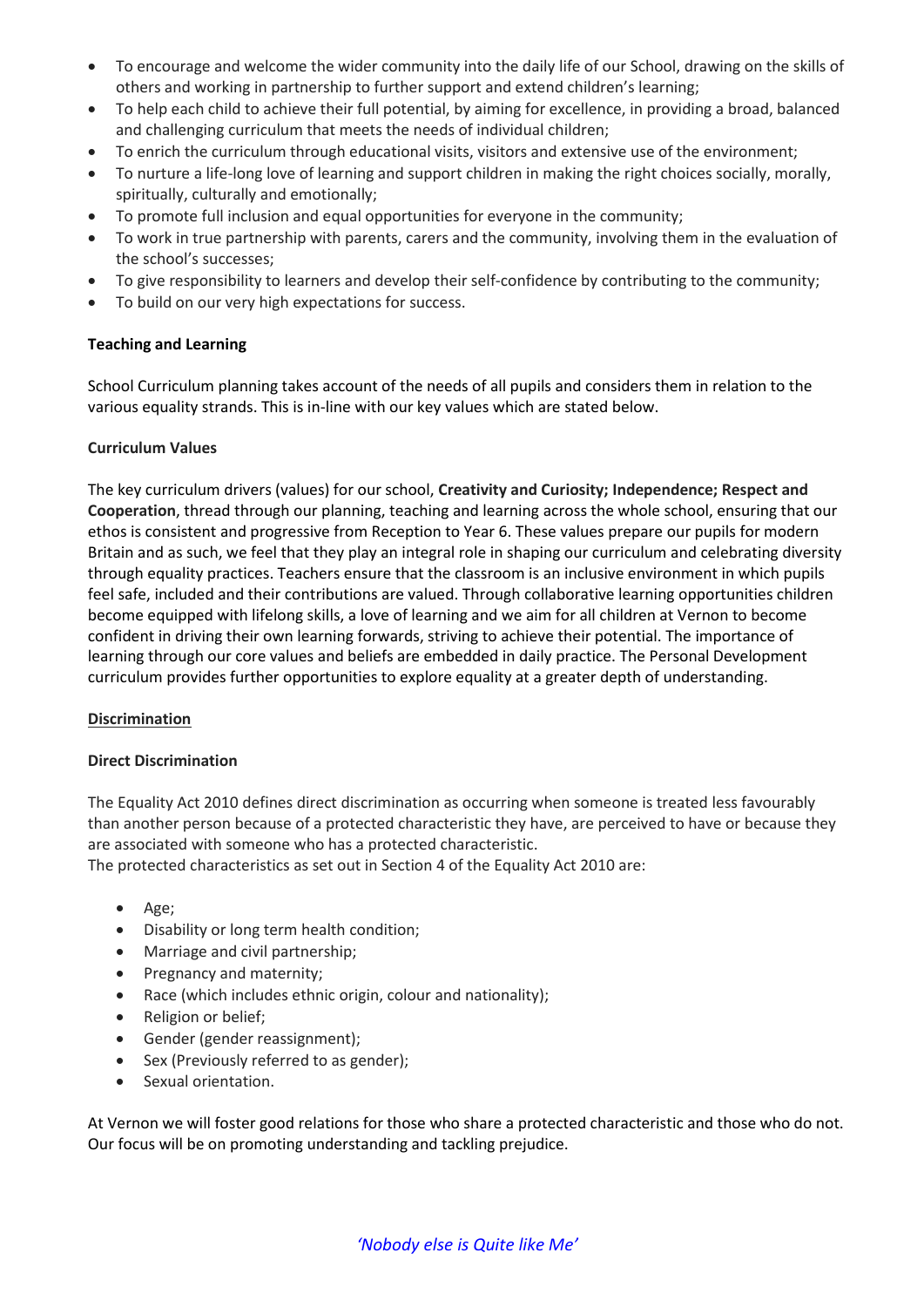- To encourage and welcome the wider community into the daily life of our School, drawing on the skills of others and working in partnership to further support and extend children's learning;
- To help each child to achieve their full potential, by aiming for excellence, in providing a broad, balanced and challenging curriculum that meets the needs of individual children;
- To enrich the curriculum through educational visits, visitors and extensive use of the environment;
- To nurture a life-long love of learning and support children in making the right choices socially, morally, spiritually, culturally and emotionally;
- To promote full inclusion and equal opportunities for everyone in the community;
- To work in true partnership with parents, carers and the community, involving them in the evaluation of the school's successes;
- To give responsibility to learners and develop their self-confidence by contributing to the community;
- To build on our very high expectations for success.

**Teaching and Learning**

School Curriculum planning takes account of the needs of all pupils and considers them in relation to the various equality strands. This is in-line with our key values which are stated below.

**Curriculum Values**

The key curriculum drivers (values) for our school, **Creativity and Curiosity; Independence; Respect and Cooperation**, thread through our planning, teaching and learning across the whole school, ensuring that our ethos is consistent and progressive from Reception to Year 6. These values prepare our pupils for modern Britain and as such, we feel that they play an integral role in shaping our curriculum and celebrating diversity through equality practices. Teachers ensure that the classroom is an inclusive environment in which pupils feel safe, included and their contributions are valued. Through collaborative learning opportunities children become equipped with lifelong skills, a love of learning and we aim for all children at Vernon to become confident in driving their own learning forwards, striving to achieve their potential. The importance of learning through our core values and beliefs are embedded in daily practice. The Personal Development curriculum provides further opportunities to explore equality at a greater depth of understanding.

**Discrimination**

**Direct Discrimination**

The Equality Act 2010 defines direct discrimination as occurring when someone is treated less favourably than another person because of a protected characteristic they have, are perceived to have or because they are associated with someone who has a protected characteristic.
The protected characteristics as set out in Section 4 of the Equality Act 2010 are:

- Age;
- Disability or long term health condition;
- Marriage and civil partnership;
- Pregnancy and maternity;
- Race (which includes ethnic origin, colour and nationality);
- Religion or belief;
- Gender (gender reassignment);
- Sex (Previously referred to as gender);
- Sexual orientation.

At Vernon we will foster good relations for those who share a protected characteristic and those who do not. Our focus will be on promoting understanding and tackling prejudice.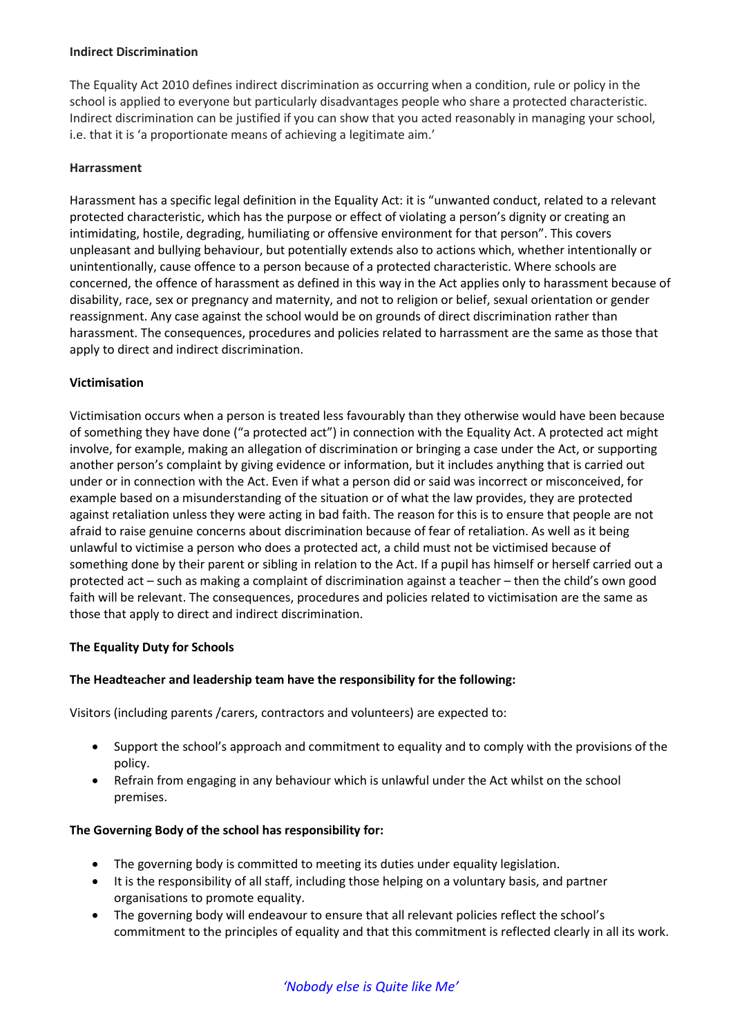**Indirect Discrimination**

The Equality Act 2010 defines indirect discrimination as occurring when a condition, rule or policy in the school is applied to everyone but particularly disadvantages people who share a protected characteristic. Indirect discrimination can be justified if you can show that you acted reasonably in managing your school, i.e. that it is 'a proportionate means of achieving a legitimate aim.'

**Harrassment**

Harassment has a specific legal definition in the Equality Act: it is "unwanted conduct, related to a relevant protected characteristic, which has the purpose or effect of violating a person's dignity or creating an intimidating, hostile, degrading, humiliating or offensive environment for that person". This covers unpleasant and bullying behaviour, but potentially extends also to actions which, whether intentionally or unintentionally, cause offence to a person because of a protected characteristic. Where schools are concerned, the offence of harassment as defined in this way in the Act applies only to harassment because of disability, race, sex or pregnancy and maternity, and not to religion or belief, sexual orientation or gender reassignment. Any case against the school would be on grounds of direct discrimination rather than harassment. The consequences, procedures and policies related to harrassment are the same as those that apply to direct and indirect discrimination.

**Victimisation**

Victimisation occurs when a person is treated less favourably than they otherwise would have been because of something they have done ("a protected act") in connection with the Equality Act. A protected act might involve, for example, making an allegation of discrimination or bringing a case under the Act, or supporting another person's complaint by giving evidence or information, but it includes anything that is carried out under or in connection with the Act. Even if what a person did or said was incorrect or misconceived, for example based on a misunderstanding of the situation or of what the law provides, they are protected against retaliation unless they were acting in bad faith. The reason for this is to ensure that people are not afraid to raise genuine concerns about discrimination because of fear of retaliation. As well as it being unlawful to victimise a person who does a protected act, a child must not be victimised because of something done by their parent or sibling in relation to the Act. If a pupil has himself or herself carried out a protected act – such as making a complaint of discrimination against a teacher – then the child's own good faith will be relevant. The consequences, procedures and policies related to victimisation are the same as those that apply to direct and indirect discrimination.

**The Equality Duty for Schools**

**The Headteacher and leadership team have the responsibility for the following:**

Visitors (including parents /carers, contractors and volunteers) are expected to:

- Support the school's approach and commitment to equality and to comply with the provisions of the policy.
- Refrain from engaging in any behaviour which is unlawful under the Act whilst on the school premises.

**The Governing Body of the school has responsibility for:**

- The governing body is committed to meeting its duties under equality legislation.
- It is the responsibility of all staff, including those helping on a voluntary basis, and partner organisations to promote equality.
- The governing body will endeavour to ensure that all relevant policies reflect the school's commitment to the principles of equality and that this commitment is reflected clearly in all its work.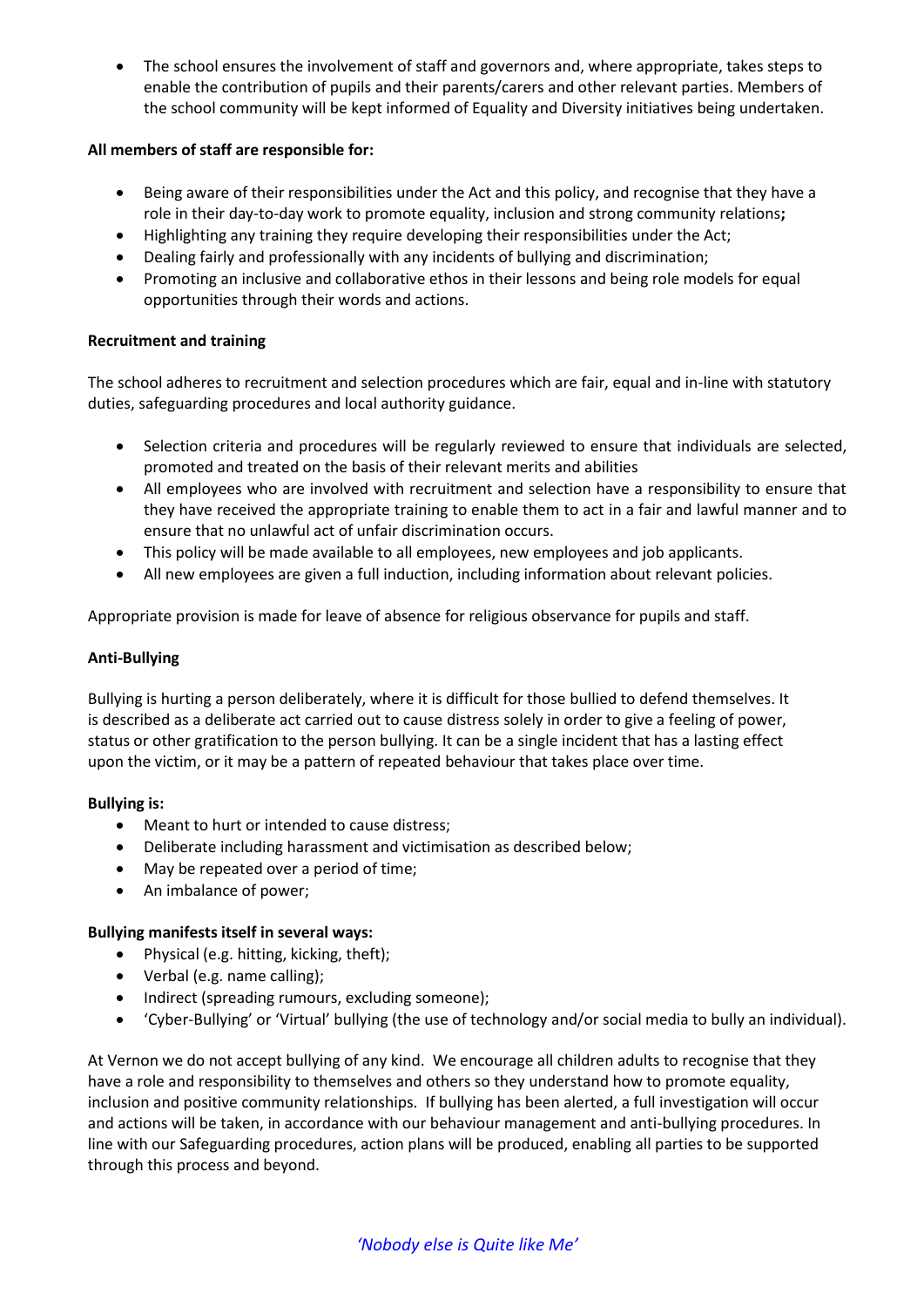- The school ensures the involvement of staff and governors and, where appropriate, takes steps to enable the contribution of pupils and their parents/carers and other relevant parties. Members of the school community will be kept informed of Equality and Diversity initiatives being undertaken.

**All members of staff are responsible for:**

- Being aware of their responsibilities under the Act and this policy, and recognise that they have a role in their day-to-day work to promote equality, inclusion and strong community relations**;**
- Highlighting any training they require developing their responsibilities under the Act;
- Dealing fairly and professionally with any incidents of bullying and discrimination;
- Promoting an inclusive and collaborative ethos in their lessons and being role models for equal opportunities through their words and actions.

**Recruitment and training**

The school adheres to recruitment and selection procedures which are fair, equal and in-line with statutory duties, safeguarding procedures and local authority guidance.

- Selection criteria and procedures will be regularly reviewed to ensure that individuals are selected, promoted and treated on the basis of their relevant merits and abilities
- All employees who are involved with recruitment and selection have a responsibility to ensure that they have received the appropriate training to enable them to act in a fair and lawful manner and to ensure that no unlawful act of unfair discrimination occurs.
- This policy will be made available to all employees, new employees and job applicants.
- All new employees are given a full induction, including information about relevant policies.

Appropriate provision is made for leave of absence for religious observance for pupils and staff.

**Anti-Bullying**

Bullying is hurting a person deliberately, where it is difficult for those bullied to defend themselves. It is described as a deliberate act carried out to cause distress solely in order to give a feeling of power, status or other gratification to the person bullying. It can be a single incident that has a lasting effect upon the victim, or it may be a pattern of repeated behaviour that takes place over time.

**Bullying is:**

- Meant to hurt or intended to cause distress;
- Deliberate including harassment and victimisation as described below;
- May be repeated over a period of time;
- An imbalance of power;

**Bullying manifests itself in several ways:**

- Physical (e.g. hitting, kicking, theft);
- Verbal (e.g. name calling);
- Indirect (spreading rumours, excluding someone);
- 'Cyber-Bullying' or 'Virtual' bullying (the use of technology and/or social media to bully an individual).

At Vernon we do not accept bullying of any kind. We encourage all children adults to recognise that they have a role and responsibility to themselves and others so they understand how to promote equality, inclusion and positive community relationships. If bullying has been alerted, a full investigation will occur and actions will be taken, in accordance with our behaviour management and anti-bullying procedures. In line with our Safeguarding procedures, action plans will be produced, enabling all parties to be supported through this process and beyond.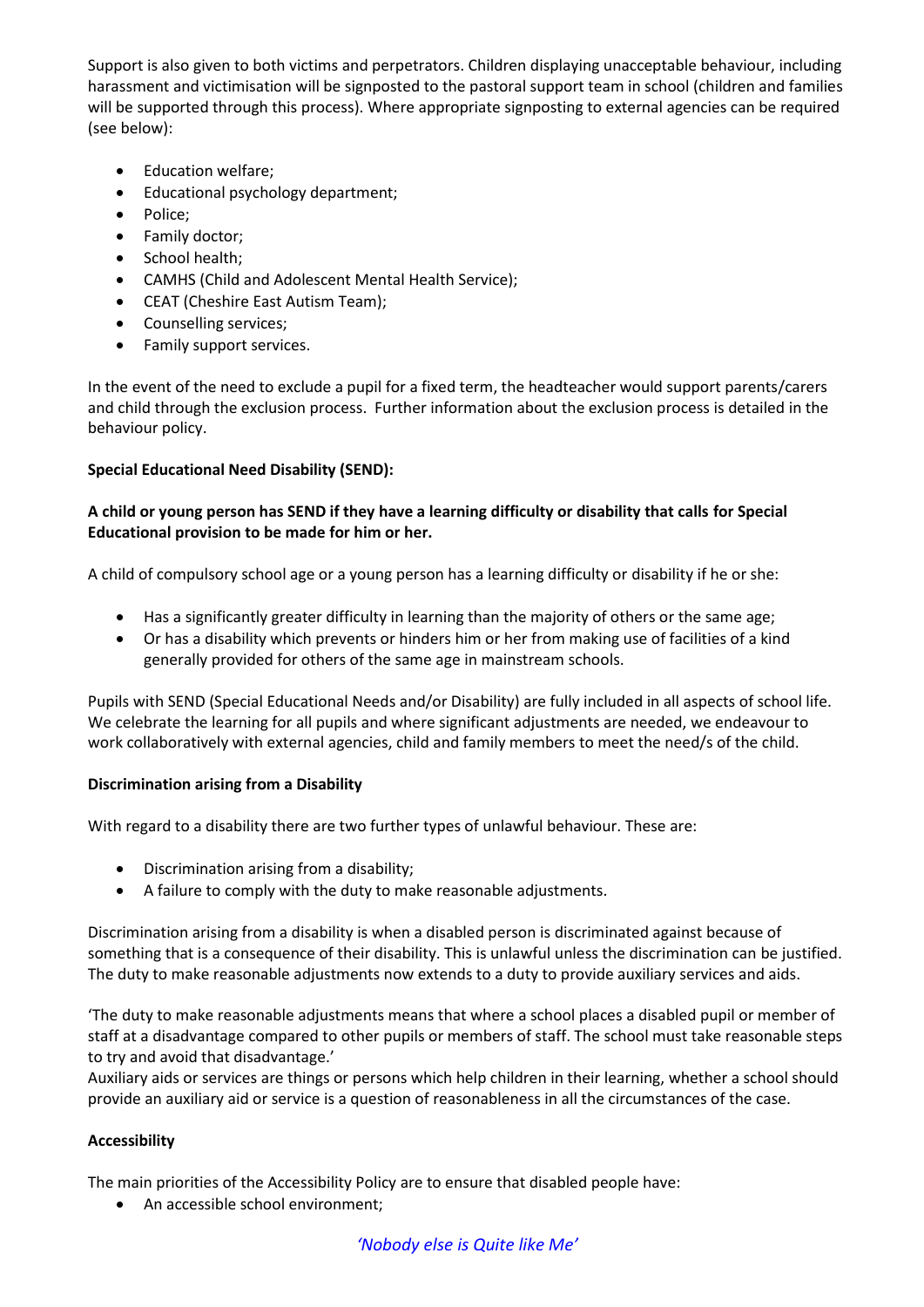Support is also given to both victims and perpetrators. Children displaying unacceptable behaviour, including harassment and victimisation will be signposted to the pastoral support team in school (children and families will be supported through this process). Where appropriate signposting to external agencies can be required (see below):

- Education welfare;
- Educational psychology department;
- Police;
- Family doctor;
- School health;
- CAMHS (Child and Adolescent Mental Health Service);
- CEAT (Cheshire East Autism Team);
- Counselling services;
- Family support services.

In the event of the need to exclude a pupil for a fixed term, the headteacher would support parents/carers and child through the exclusion process. Further information about the exclusion process is detailed in the behaviour policy.

**Special Educational Need Disability (SEND):**

**A child or young person has SEND if they have a learning difficulty or disability that calls for Special Educational provision to be made for him or her.**

A child of compulsory school age or a young person has a learning difficulty or disability if he or she:

- Has a significantly greater difficulty in learning than the majority of others or the same age;
- Or has a disability which prevents or hinders him or her from making use of facilities of a kind generally provided for others of the same age in mainstream schools.

Pupils with SEND (Special Educational Needs and/or Disability) are fully included in all aspects of school life. We celebrate the learning for all pupils and where significant adjustments are needed, we endeavour to work collaboratively with external agencies, child and family members to meet the need/s of the child.

**Discrimination arising from a Disability**

With regard to a disability there are two further types of unlawful behaviour. These are:

- Discrimination arising from a disability;
- A failure to comply with the duty to make reasonable adjustments.

Discrimination arising from a disability is when a disabled person is discriminated against because of something that is a consequence of their disability. This is unlawful unless the discrimination can be justified. The duty to make reasonable adjustments now extends to a duty to provide auxiliary services and aids.

'The duty to make reasonable adjustments means that where a school places a disabled pupil or member of staff at a disadvantage compared to other pupils or members of staff. The school must take reasonable steps to try and avoid that disadvantage.'
Auxiliary aids or services are things or persons which help children in their learning, whether a school should provide an auxiliary aid or service is a question of reasonableness in all the circumstances of the case.

**Accessibility**

The main priorities of the Accessibility Policy are to ensure that disabled people have:

- An accessible school environment;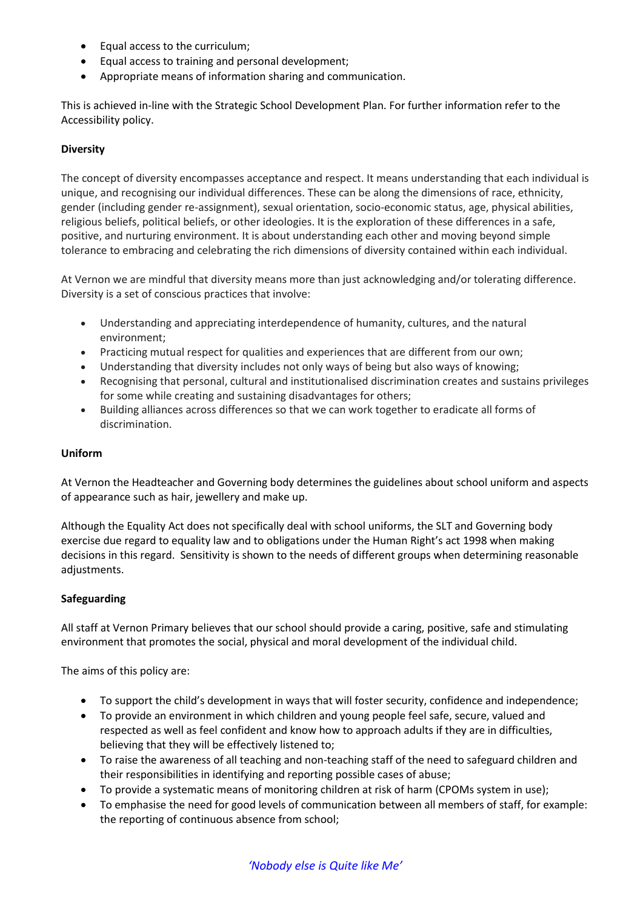- Equal access to the curriculum;
- Equal access to training and personal development;
- Appropriate means of information sharing and communication.

This is achieved in-line with the Strategic School Development Plan. For further information refer to the Accessibility policy.

**Diversity**

The concept of diversity encompasses acceptance and respect. It means understanding that each individual is unique, and recognising our individual differences. These can be along the dimensions of race, ethnicity, gender (including gender re-assignment), sexual orientation, socio-economic status, age, physical abilities, religious beliefs, political beliefs, or other ideologies. It is the exploration of these differences in a safe, positive, and nurturing environment. It is about understanding each other and moving beyond simple tolerance to embracing and celebrating the rich dimensions of diversity contained within each individual.

At Vernon we are mindful that diversity means more than just acknowledging and/or tolerating difference. Diversity is a set of conscious practices that involve:

- Understanding and appreciating interdependence of humanity, cultures, and the natural environment;
- Practicing mutual respect for qualities and experiences that are different from our own;
- Understanding that diversity includes not only ways of being but also ways of knowing;
- Recognising that personal, cultural and institutionalised discrimination creates and sustains privileges for some while creating and sustaining disadvantages for others;
- Building alliances across differences so that we can work together to eradicate all forms of discrimination.

**Uniform**

At Vernon the Headteacher and Governing body determines the guidelines about school uniform and aspects of appearance such as hair, jewellery and make up.

Although the Equality Act does not specifically deal with school uniforms, the SLT and Governing body exercise due regard to equality law and to obligations under the Human Right's act 1998 when making decisions in this regard. Sensitivity is shown to the needs of different groups when determining reasonable adjustments.

**Safeguarding**

All staff at Vernon Primary believes that our school should provide a caring, positive, safe and stimulating environment that promotes the social, physical and moral development of the individual child.

The aims of this policy are:

- To support the child's development in ways that will foster security, confidence and independence;
- To provide an environment in which children and young people feel safe, secure, valued and respected as well as feel confident and know how to approach adults if they are in difficulties, believing that they will be effectively listened to;
- To raise the awareness of all teaching and non-teaching staff of the need to safeguard children and their responsibilities in identifying and reporting possible cases of abuse;
- To provide a systematic means of monitoring children at risk of harm (CPOMs system in use);
- To emphasise the need for good levels of communication between all members of staff, for example: the reporting of continuous absence from school;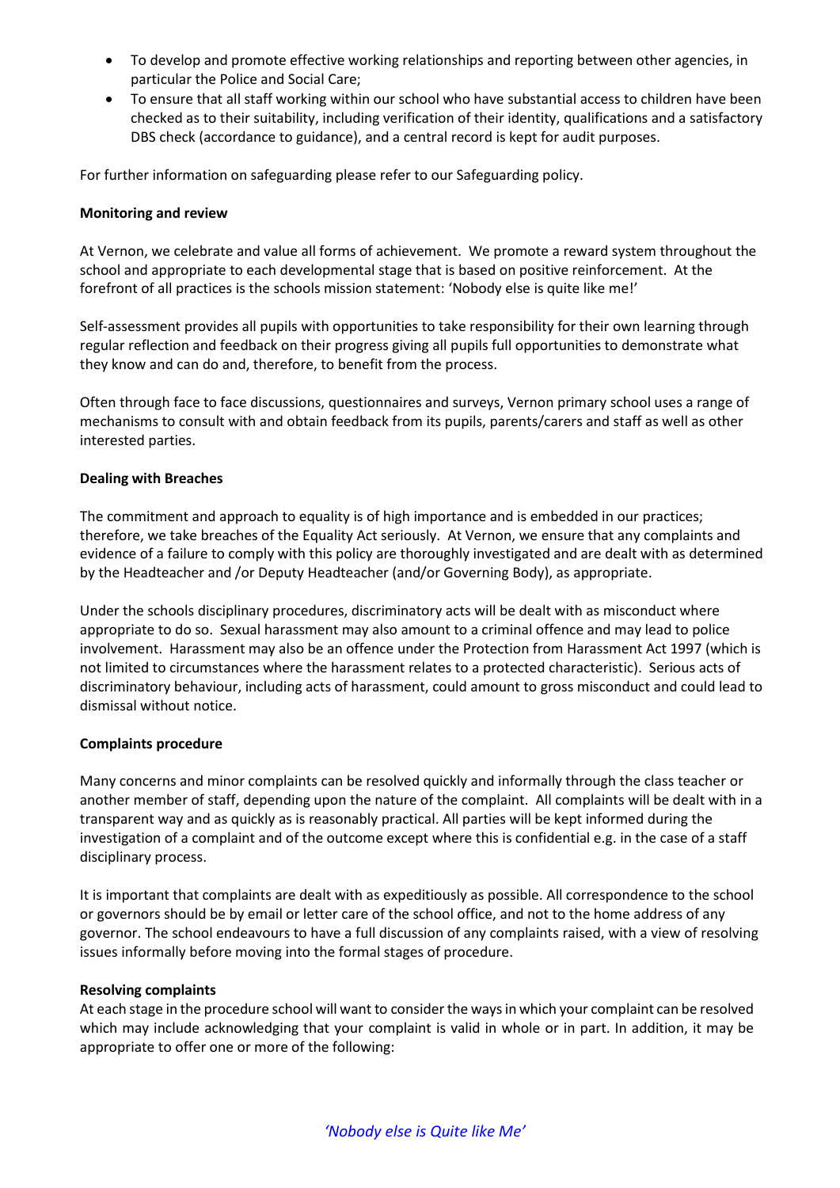- To develop and promote effective working relationships and reporting between other agencies, in particular the Police and Social Care;
- To ensure that all staff working within our school who have substantial access to children have been checked as to their suitability, including verification of their identity, qualifications and a satisfactory DBS check (accordance to guidance), and a central record is kept for audit purposes.

For further information on safeguarding please refer to our Safeguarding policy.

**Monitoring and review**

At Vernon, we celebrate and value all forms of achievement. We promote a reward system throughout the school and appropriate to each developmental stage that is based on positive reinforcement. At the forefront of all practices is the schools mission statement: 'Nobody else is quite like me!'

Self-assessment provides all pupils with opportunities to take responsibility for their own learning through regular reflection and feedback on their progress giving all pupils full opportunities to demonstrate what they know and can do and, therefore, to benefit from the process.

Often through face to face discussions, questionnaires and surveys, Vernon primary school uses a range of mechanisms to consult with and obtain feedback from its pupils, parents/carers and staff as well as other interested parties.

**Dealing with Breaches**

The commitment and approach to equality is of high importance and is embedded in our practices; therefore, we take breaches of the Equality Act seriously. At Vernon, we ensure that any complaints and evidence of a failure to comply with this policy are thoroughly investigated and are dealt with as determined by the Headteacher and /or Deputy Headteacher (and/or Governing Body), as appropriate.

Under the schools disciplinary procedures, discriminatory acts will be dealt with as misconduct where appropriate to do so. Sexual harassment may also amount to a criminal offence and may lead to police involvement. Harassment may also be an offence under the Protection from Harassment Act 1997 (which is not limited to circumstances where the harassment relates to a protected characteristic). Serious acts of discriminatory behaviour, including acts of harassment, could amount to gross misconduct and could lead to dismissal without notice.

**Complaints procedure**

Many concerns and minor complaints can be resolved quickly and informally through the class teacher or another member of staff, depending upon the nature of the complaint. All complaints will be dealt with in a transparent way and as quickly as is reasonably practical. All parties will be kept informed during the investigation of a complaint and of the outcome except where this is confidential e.g. in the case of a staff disciplinary process.

It is important that complaints are dealt with as expeditiously as possible. All correspondence to the school or governors should be by email or letter care of the school office, and not to the home address of any governor. The school endeavours to have a full discussion of any complaints raised, with a view of resolving issues informally before moving into the formal stages of procedure.

**Resolving complaints**

At each stage in the procedure school will want to consider the ways in which your complaint can be resolved which may include acknowledging that your complaint is valid in whole or in part. In addition, it may be appropriate to offer one or more of the following: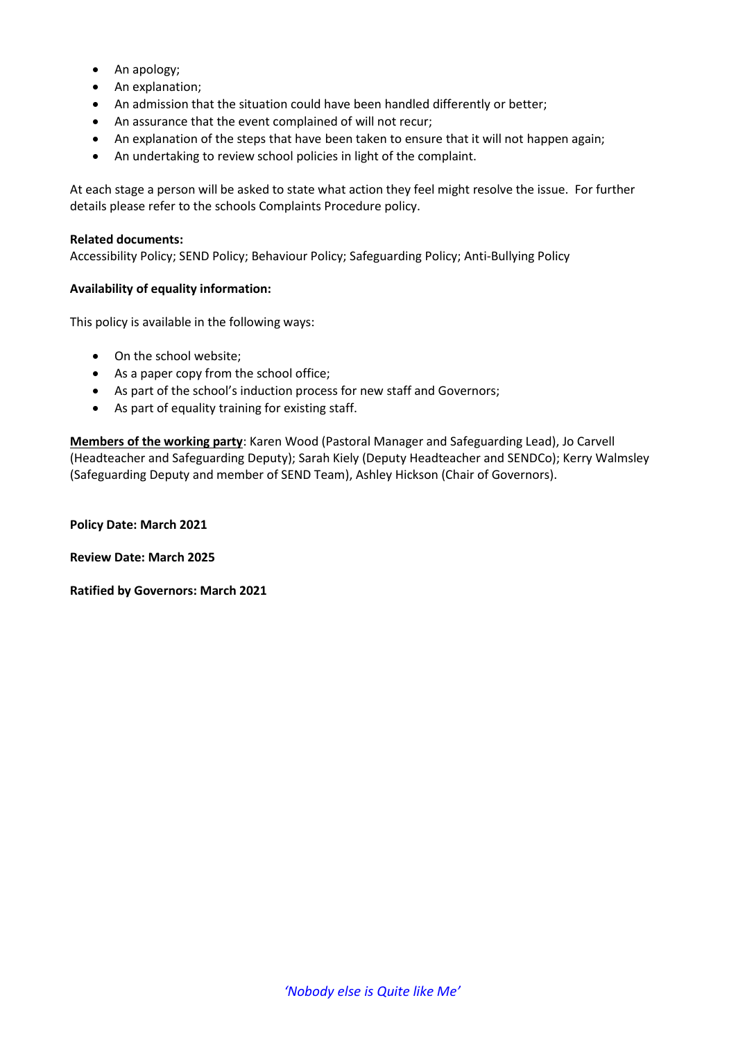- An apology;
- An explanation;
- An admission that the situation could have been handled differently or better;
- An assurance that the event complained of will not recur;
- An explanation of the steps that have been taken to ensure that it will not happen again;
- An undertaking to review school policies in light of the complaint.

At each stage a person will be asked to state what action they feel might resolve the issue. For further details please refer to the schools Complaints Procedure policy.

**Related documents:**
Accessibility Policy; SEND Policy; Behaviour Policy; Safeguarding Policy; Anti-Bullying Policy

**Availability of equality information:**

This policy is available in the following ways:

- On the school website;
- As a paper copy from the school office;
- As part of the school's induction process for new staff and Governors;
- As part of equality training for existing staff.

**Members of the working party**: Karen Wood (Pastoral Manager and Safeguarding Lead), Jo Carvell (Headteacher and Safeguarding Deputy); Sarah Kiely (Deputy Headteacher and SENDCo); Kerry Walmsley (Safeguarding Deputy and member of SEND Team), Ashley Hickson (Chair of Governors).

**Policy Date: March 2021**

**Review Date: March 2025**

**Ratified by Governors: March 2021**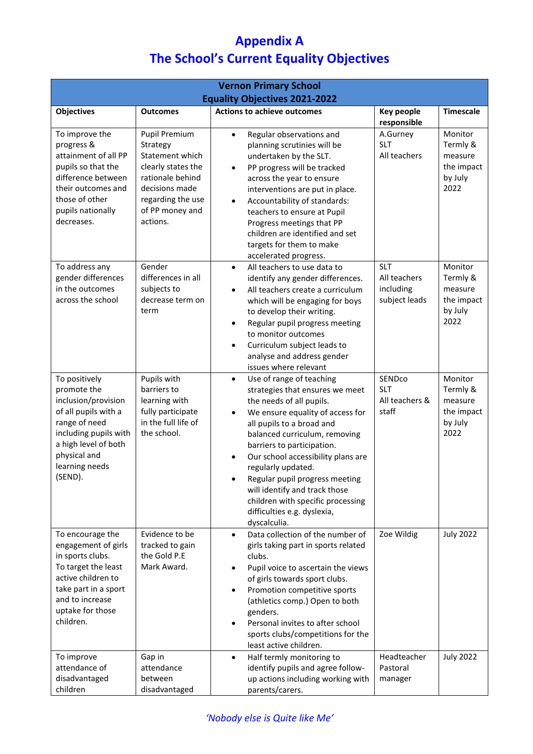# Appendix A
# The School's Current Equality Objectives

| Vernon Primary School Equality Objectives 2021-2022 | | | | |
|---|---|---|---|---|
| **Objectives** | **Outcomes** | **Actions to achieve outcomes** | **Key people responsible** | **Timescale** |
| To improve the progress & attainment of all PP pupils so that the difference between their outcomes and those of other pupils nationally decreases. | Pupil Premium Strategy Statement which clearly states the rationale behind decisions made regarding the use of PP money and actions. | • Regular observations and planning scrutinies will be undertaken by the SLT.<br>• PP progress will be tracked across the year to ensure interventions are put in place.<br>• Accountability of standards: teachers to ensure at Pupil Progress meetings that PP children are identified and set targets for them to make accelerated progress. | A.Gurney<br>SLT<br>All teachers | Monitor Termly & measure the impact by July 2022 |
| To address any gender differences in the outcomes across the school | Gender differences in all subjects to decrease term on term | • All teachers to use data to identify any gender differences.<br>• All teachers create a curriculum which will be engaging for boys to develop their writing.<br>• Regular pupil progress meeting to monitor outcomes<br>• Curriculum subject leads to analyse and address gender issues where relevant | SLT<br>All teachers including subject leads | Monitor Termly & measure the impact by July 2022 |
| To positively promote the inclusion/provision of all pupils with a range of need including pupils with a high level of both physical and learning needs (SEND). | Pupils with barriers to learning with fully participate in the full life of the school. | • Use of range of teaching strategies that ensures we meet the needs of all pupils.<br>• We ensure equality of access for all pupils to a broad and balanced curriculum, removing barriers to participation.<br>• Our school accessibility plans are regularly updated.<br>• Regular pupil progress meeting will identify and track those children with specific processing difficulties e.g. dyslexia, dyscalculia. | SENDco<br>SLT<br>All teachers & staff | Monitor Termly & measure the impact by July 2022 |
| To encourage the engagement of girls in sports clubs.<br>To target the least active children to take part in a sport and to increase uptake for those children. | Evidence to be tracked to gain the Gold P.E Mark Award. | • Data collection of the number of girls taking part in sports related clubs.<br>• Pupil voice to ascertain the views of girls towards sport clubs.<br>• Promotion competitive sports (athletics comp.) Open to both genders.<br>• Personal invites to after school sports clubs/competitions for the least active children. | Zoe Wildig | July 2022 |
| To improve attendance of disadvantaged children | Gap in attendance between disadvantaged | • Half termly monitoring to identify pupils and agree follow-up actions including working with parents/carers. | Headteacher<br>Pastoral manager | July 2022 |

*'Nobody else is Quite like Me'*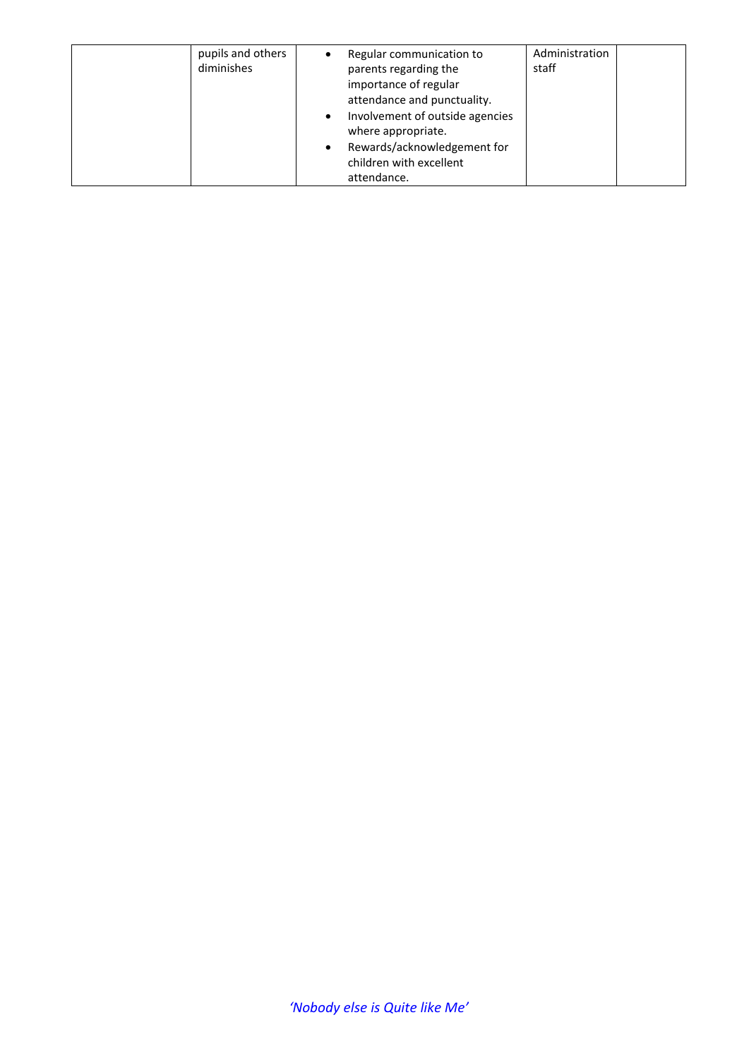| | | | | |
|---|---|---|---|---|
| | pupils and others diminishes | • Regular communication to parents regarding the importance of regular attendance and punctuality.<br>• Involvement of outside agencies where appropriate.<br>• Rewards/acknowledgement for children with excellent attendance. | Administration staff | |